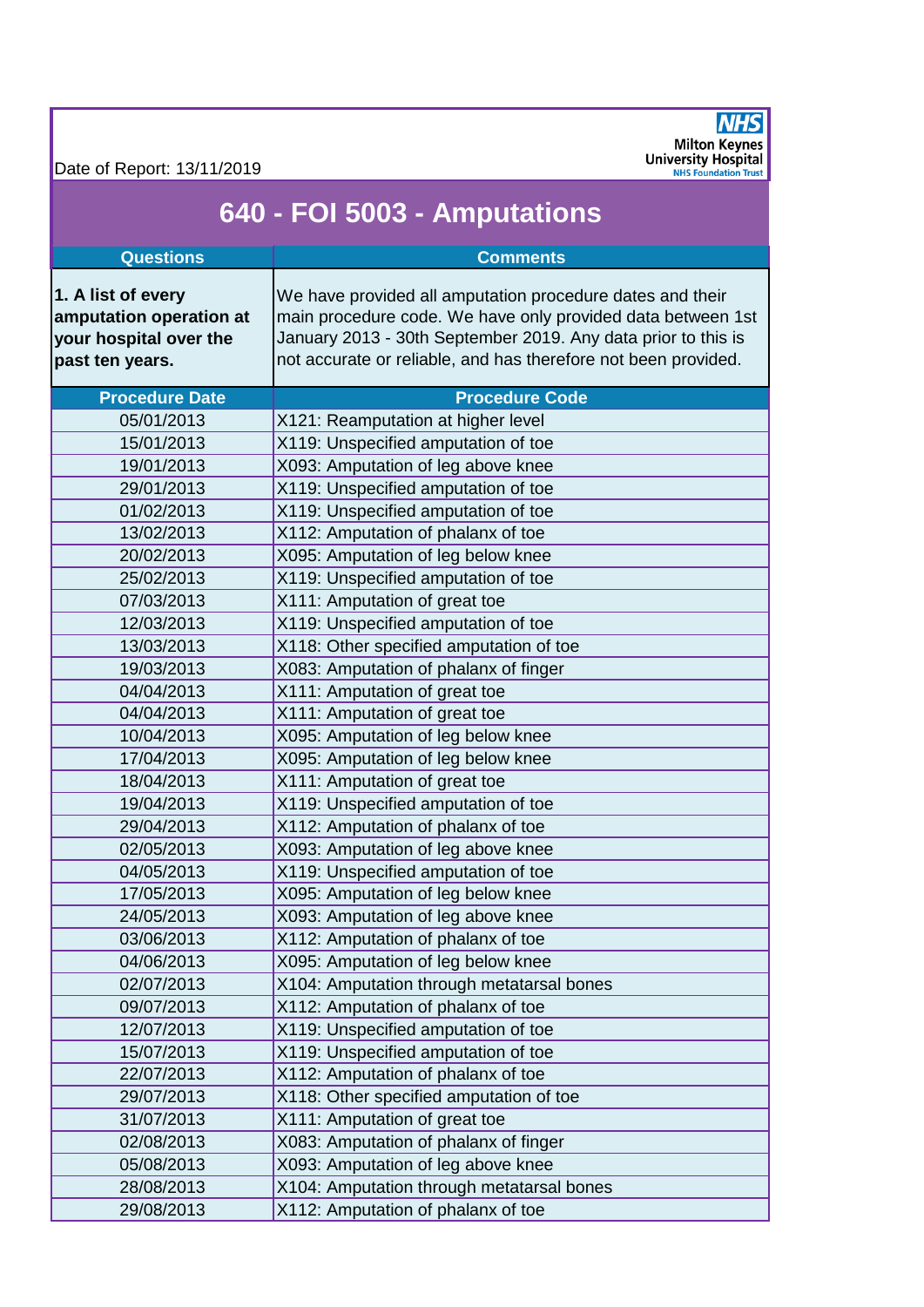Date of Report: 13/11/2019

Milton Keynes University Hospital NHS Foundation Trust

# 640 - FOI 5003 - Amputations

| Questions | Comments |
| --- | --- |
| **1. A list of every amputation operation at your hospital over the past ten years.** | We have provided all amputation procedure dates and their main procedure code. We have only provided data between 1st January 2013 - 30th September 2019. Any data prior to this is not accurate or reliable, and has therefore not been provided. |

| Procedure Date | Procedure Code |
| --- | --- |
| 05/01/2013 | X121: Reamputation at higher level |
| 15/01/2013 | X119: Unspecified amputation of toe |
| 19/01/2013 | X093: Amputation of leg above knee |
| 29/01/2013 | X119: Unspecified amputation of toe |
| 01/02/2013 | X119: Unspecified amputation of toe |
| 13/02/2013 | X112: Amputation of phalanx of toe |
| 20/02/2013 | X095: Amputation of leg below knee |
| 25/02/2013 | X119: Unspecified amputation of toe |
| 07/03/2013 | X111: Amputation of great toe |
| 12/03/2013 | X119: Unspecified amputation of toe |
| 13/03/2013 | X118: Other specified amputation of toe |
| 19/03/2013 | X083: Amputation of phalanx of finger |
| 04/04/2013 | X111: Amputation of great toe |
| 04/04/2013 | X111: Amputation of great toe |
| 10/04/2013 | X095: Amputation of leg below knee |
| 17/04/2013 | X095: Amputation of leg below knee |
| 18/04/2013 | X111: Amputation of great toe |
| 19/04/2013 | X119: Unspecified amputation of toe |
| 29/04/2013 | X112: Amputation of phalanx of toe |
| 02/05/2013 | X093: Amputation of leg above knee |
| 04/05/2013 | X119: Unspecified amputation of toe |
| 17/05/2013 | X095: Amputation of leg below knee |
| 24/05/2013 | X093: Amputation of leg above knee |
| 03/06/2013 | X112: Amputation of phalanx of toe |
| 04/06/2013 | X095: Amputation of leg below knee |
| 02/07/2013 | X104: Amputation through metatarsal bones |
| 09/07/2013 | X112: Amputation of phalanx of toe |
| 12/07/2013 | X119: Unspecified amputation of toe |
| 15/07/2013 | X119: Unspecified amputation of toe |
| 22/07/2013 | X112: Amputation of phalanx of toe |
| 29/07/2013 | X118: Other specified amputation of toe |
| 31/07/2013 | X111: Amputation of great toe |
| 02/08/2013 | X083: Amputation of phalanx of finger |
| 05/08/2013 | X093: Amputation of leg above knee |
| 28/08/2013 | X104: Amputation through metatarsal bones |
| 29/08/2013 | X112: Amputation of phalanx of toe |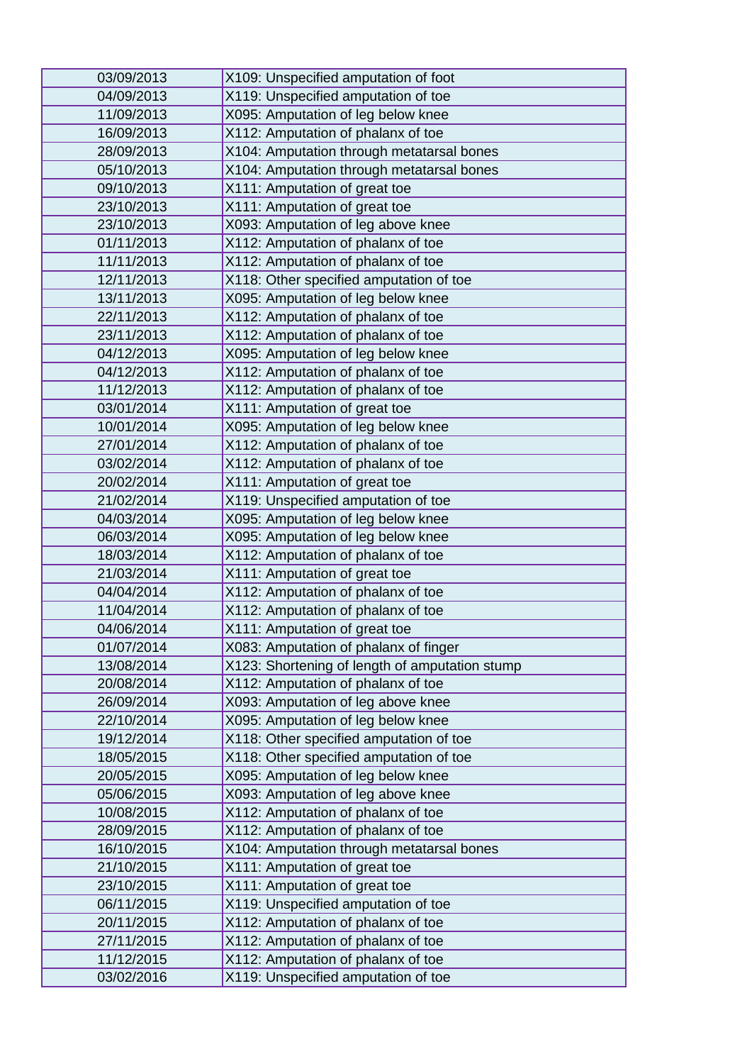| 03/09/2013 | X109: Unspecified amputation of foot |
|---|---|
| 04/09/2013 | X119: Unspecified amputation of toe |
| 11/09/2013 | X095: Amputation of leg below knee |
| 16/09/2013 | X112: Amputation of phalanx of toe |
| 28/09/2013 | X104: Amputation through metatarsal bones |
| 05/10/2013 | X104: Amputation through metatarsal bones |
| 09/10/2013 | X111: Amputation of great toe |
| 23/10/2013 | X111: Amputation of great toe |
| 23/10/2013 | X093: Amputation of leg above knee |
| 01/11/2013 | X112: Amputation of phalanx of toe |
| 11/11/2013 | X112: Amputation of phalanx of toe |
| 12/11/2013 | X118: Other specified amputation of toe |
| 13/11/2013 | X095: Amputation of leg below knee |
| 22/11/2013 | X112: Amputation of phalanx of toe |
| 23/11/2013 | X112: Amputation of phalanx of toe |
| 04/12/2013 | X095: Amputation of leg below knee |
| 04/12/2013 | X112: Amputation of phalanx of toe |
| 11/12/2013 | X112: Amputation of phalanx of toe |
| 03/01/2014 | X111: Amputation of great toe |
| 10/01/2014 | X095: Amputation of leg below knee |
| 27/01/2014 | X112: Amputation of phalanx of toe |
| 03/02/2014 | X112: Amputation of phalanx of toe |
| 20/02/2014 | X111: Amputation of great toe |
| 21/02/2014 | X119: Unspecified amputation of toe |
| 04/03/2014 | X095: Amputation of leg below knee |
| 06/03/2014 | X095: Amputation of leg below knee |
| 18/03/2014 | X112: Amputation of phalanx of toe |
| 21/03/2014 | X111: Amputation of great toe |
| 04/04/2014 | X112: Amputation of phalanx of toe |
| 11/04/2014 | X112: Amputation of phalanx of toe |
| 04/06/2014 | X111: Amputation of great toe |
| 01/07/2014 | X083: Amputation of phalanx of finger |
| 13/08/2014 | X123: Shortening of length of amputation stump |
| 20/08/2014 | X112: Amputation of phalanx of toe |
| 26/09/2014 | X093: Amputation of leg above knee |
| 22/10/2014 | X095: Amputation of leg below knee |
| 19/12/2014 | X118: Other specified amputation of toe |
| 18/05/2015 | X118: Other specified amputation of toe |
| 20/05/2015 | X095: Amputation of leg below knee |
| 05/06/2015 | X093: Amputation of leg above knee |
| 10/08/2015 | X112: Amputation of phalanx of toe |
| 28/09/2015 | X112: Amputation of phalanx of toe |
| 16/10/2015 | X104: Amputation through metatarsal bones |
| 21/10/2015 | X111: Amputation of great toe |
| 23/10/2015 | X111: Amputation of great toe |
| 06/11/2015 | X119: Unspecified amputation of toe |
| 20/11/2015 | X112: Amputation of phalanx of toe |
| 27/11/2015 | X112: Amputation of phalanx of toe |
| 11/12/2015 | X112: Amputation of phalanx of toe |
| 03/02/2016 | X119: Unspecified amputation of toe |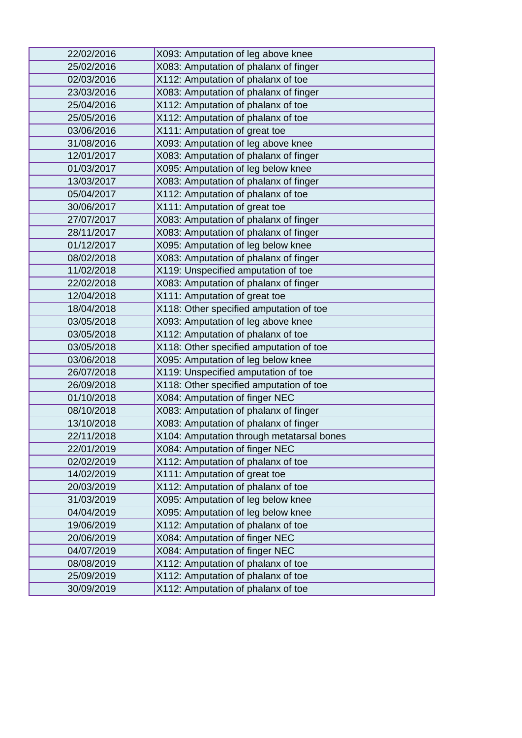| | |
|---|---|
| 22/02/2016 | X093: Amputation of leg above knee |
| 25/02/2016 | X083: Amputation of phalanx of finger |
| 02/03/2016 | X112: Amputation of phalanx of toe |
| 23/03/2016 | X083: Amputation of phalanx of finger |
| 25/04/2016 | X112: Amputation of phalanx of toe |
| 25/05/2016 | X112: Amputation of phalanx of toe |
| 03/06/2016 | X111: Amputation of great toe |
| 31/08/2016 | X093: Amputation of leg above knee |
| 12/01/2017 | X083: Amputation of phalanx of finger |
| 01/03/2017 | X095: Amputation of leg below knee |
| 13/03/2017 | X083: Amputation of phalanx of finger |
| 05/04/2017 | X112: Amputation of phalanx of toe |
| 30/06/2017 | X111: Amputation of great toe |
| 27/07/2017 | X083: Amputation of phalanx of finger |
| 28/11/2017 | X083: Amputation of phalanx of finger |
| 01/12/2017 | X095: Amputation of leg below knee |
| 08/02/2018 | X083: Amputation of phalanx of finger |
| 11/02/2018 | X119: Unspecified amputation of toe |
| 22/02/2018 | X083: Amputation of phalanx of finger |
| 12/04/2018 | X111: Amputation of great toe |
| 18/04/2018 | X118: Other specified amputation of toe |
| 03/05/2018 | X093: Amputation of leg above knee |
| 03/05/2018 | X112: Amputation of phalanx of toe |
| 03/05/2018 | X118: Other specified amputation of toe |
| 03/06/2018 | X095: Amputation of leg below knee |
| 26/07/2018 | X119: Unspecified amputation of toe |
| 26/09/2018 | X118: Other specified amputation of toe |
| 01/10/2018 | X084: Amputation of finger NEC |
| 08/10/2018 | X083: Amputation of phalanx of finger |
| 13/10/2018 | X083: Amputation of phalanx of finger |
| 22/11/2018 | X104: Amputation through metatarsal bones |
| 22/01/2019 | X084: Amputation of finger NEC |
| 02/02/2019 | X112: Amputation of phalanx of toe |
| 14/02/2019 | X111: Amputation of great toe |
| 20/03/2019 | X112: Amputation of phalanx of toe |
| 31/03/2019 | X095: Amputation of leg below knee |
| 04/04/2019 | X095: Amputation of leg below knee |
| 19/06/2019 | X112: Amputation of phalanx of toe |
| 20/06/2019 | X084: Amputation of finger NEC |
| 04/07/2019 | X084: Amputation of finger NEC |
| 08/08/2019 | X112: Amputation of phalanx of toe |
| 25/09/2019 | X112: Amputation of phalanx of toe |
| 30/09/2019 | X112: Amputation of phalanx of toe |